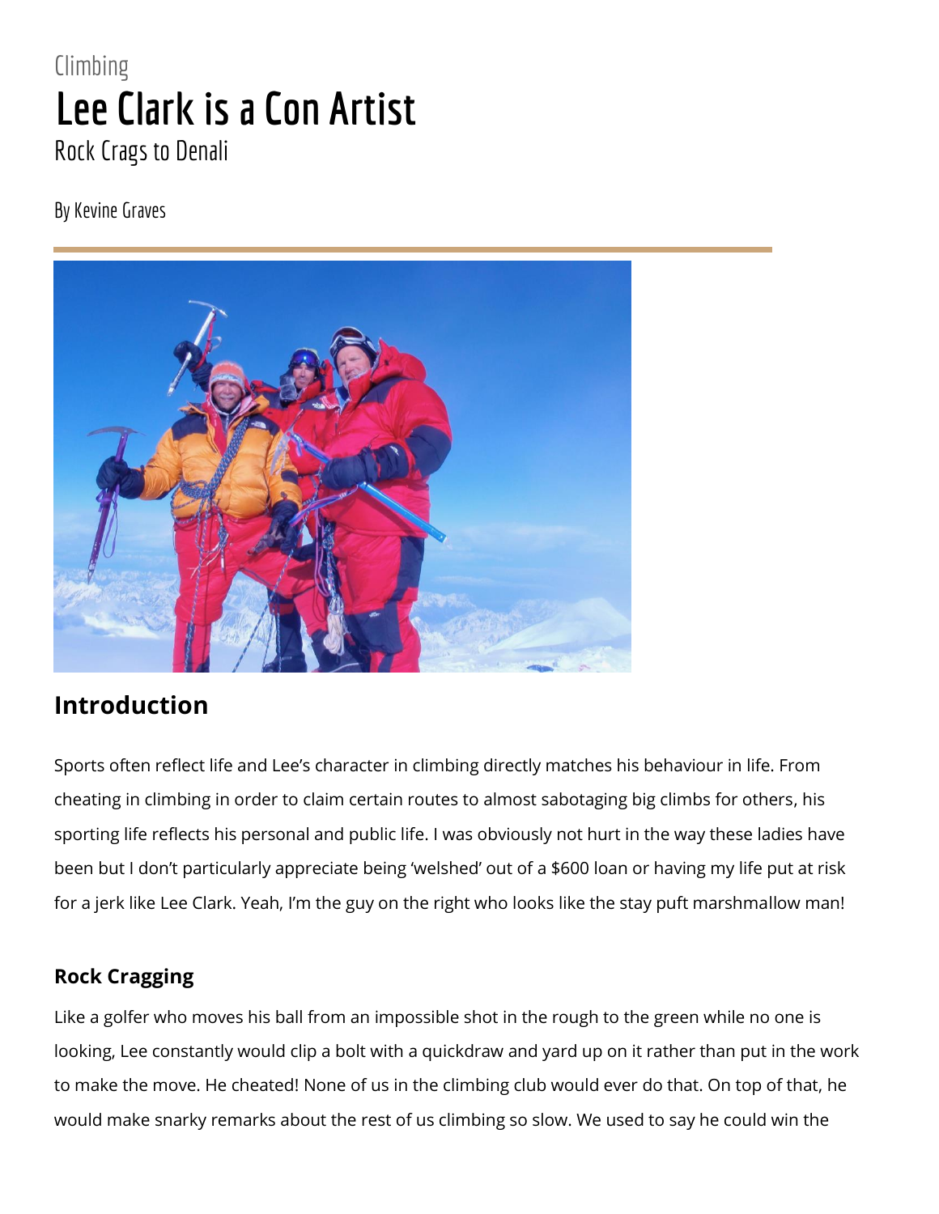Climbing

# Lee Clark is a Con Artist

Rock Crags to Denali

By Kevine Graves

## Introduction

Sports often reflect life and Lee's character in climbing directly matches his behaviour in life. From cheating in climbing in order to claim certain routes to almost sabotaging big climbs for others, his sporting life reflects his personal and public life. I was obviously not hurt in the way these ladies have been but I don't particularly appreciate being 'welshed' out of a $600 loan or having my life put at risk for a jerk like Lee Clark. Yeah, I'm the guy on the right who looks like the stay puft marshmallow man!

### Rock Cragging

Like a golfer who moves his ball from an impossible shot in the rough to the green while no one is looking, Lee constantly would clip a bolt with a quickdraw and yard up on it rather than put in the work to make the move. He cheated! None of us in the climbing club would ever do that. On top of that, he would make snarky remarks about the rest of us climbing so slow. We used to say he could win the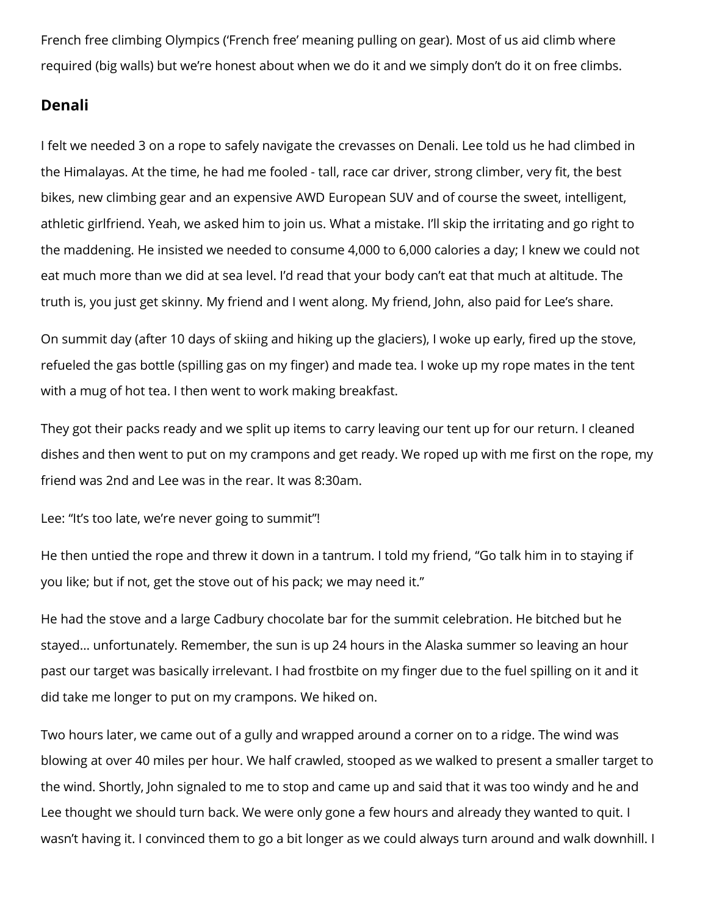French free climbing Olympics ('French free' meaning pulling on gear). Most of us aid climb where required (big walls) but we're honest about when we do it and we simply don't do it on free climbs.

## Denali

I felt we needed 3 on a rope to safely navigate the crevasses on Denali. Lee told us he had climbed in the Himalayas. At the time, he had me fooled - tall, race car driver, strong climber, very fit, the best bikes, new climbing gear and an expensive AWD European SUV and of course the sweet, intelligent, athletic girlfriend. Yeah, we asked him to join us. What a mistake. I'll skip the irritating and go right to the maddening. He insisted we needed to consume 4,000 to 6,000 calories a day; I knew we could not eat much more than we did at sea level. I'd read that your body can't eat that much at altitude. The truth is, you just get skinny. My friend and I went along. My friend, John, also paid for Lee's share.

On summit day (after 10 days of skiing and hiking up the glaciers), I woke up early, fired up the stove, refueled the gas bottle (spilling gas on my finger) and made tea. I woke up my rope mates in the tent with a mug of hot tea. I then went to work making breakfast.

They got their packs ready and we split up items to carry leaving our tent up for our return. I cleaned dishes and then went to put on my crampons and get ready. We roped up with me first on the rope, my friend was 2nd and Lee was in the rear. It was 8:30am.

Lee: "It's too late, we're never going to summit"!

He then untied the rope and threw it down in a tantrum. I told my friend, "Go talk him in to staying if you like; but if not, get the stove out of his pack; we may need it."

He had the stove and a large Cadbury chocolate bar for the summit celebration. He bitched but he stayed… unfortunately. Remember, the sun is up 24 hours in the Alaska summer so leaving an hour past our target was basically irrelevant. I had frostbite on my finger due to the fuel spilling on it and it did take me longer to put on my crampons. We hiked on.

Two hours later, we came out of a gully and wrapped around a corner on to a ridge. The wind was blowing at over 40 miles per hour. We half crawled, stooped as we walked to present a smaller target to the wind. Shortly, John signaled to me to stop and came up and said that it was too windy and he and Lee thought we should turn back. We were only gone a few hours and already they wanted to quit. I wasn't having it. I convinced them to go a bit longer as we could always turn around and walk downhill. I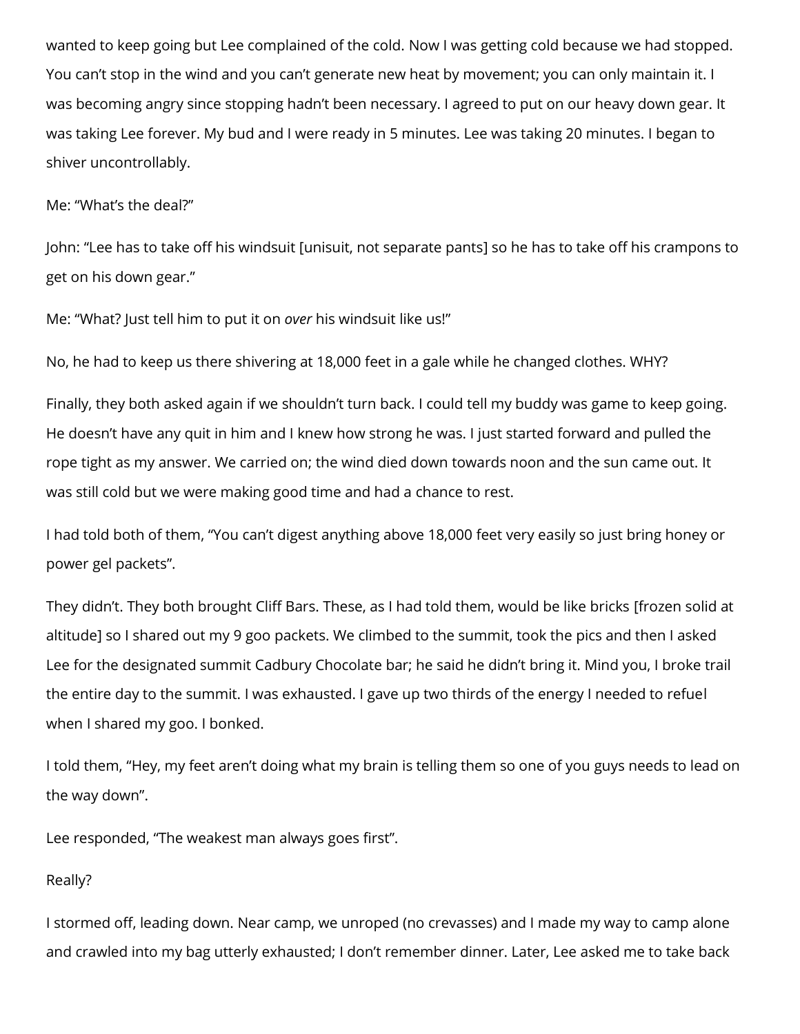wanted to keep going but Lee complained of the cold. Now I was getting cold because we had stopped. You can't stop in the wind and you can't generate new heat by movement; you can only maintain it. I was becoming angry since stopping hadn't been necessary. I agreed to put on our heavy down gear. It was taking Lee forever. My bud and I were ready in 5 minutes. Lee was taking 20 minutes. I began to shiver uncontrollably.

Me: "What's the deal?"

John: "Lee has to take off his windsuit [unisuit, not separate pants] so he has to take off his crampons to get on his down gear."

Me: "What? Just tell him to put it on *over* his windsuit like us!"

No, he had to keep us there shivering at 18,000 feet in a gale while he changed clothes. WHY?

Finally, they both asked again if we shouldn't turn back. I could tell my buddy was game to keep going. He doesn't have any quit in him and I knew how strong he was. I just started forward and pulled the rope tight as my answer. We carried on; the wind died down towards noon and the sun came out. It was still cold but we were making good time and had a chance to rest.

I had told both of them, "You can't digest anything above 18,000 feet very easily so just bring honey or power gel packets".

They didn't. They both brought Cliff Bars. These, as I had told them, would be like bricks [frozen solid at altitude] so I shared out my 9 goo packets. We climbed to the summit, took the pics and then I asked Lee for the designated summit Cadbury Chocolate bar; he said he didn't bring it. Mind you, I broke trail the entire day to the summit. I was exhausted. I gave up two thirds of the energy I needed to refuel when I shared my goo. I bonked.

I told them, "Hey, my feet aren't doing what my brain is telling them so one of you guys needs to lead on the way down".

Lee responded, "The weakest man always goes first".

Really?

I stormed off, leading down. Near camp, we unroped (no crevasses) and I made my way to camp alone and crawled into my bag utterly exhausted; I don't remember dinner. Later, Lee asked me to take back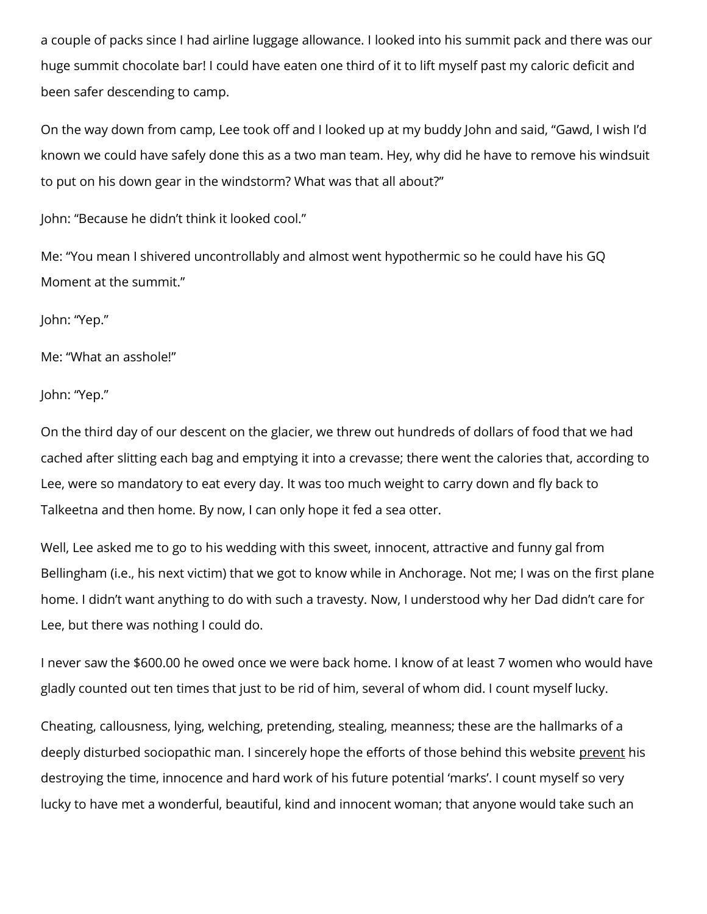a couple of packs since I had airline luggage allowance. I looked into his summit pack and there was our huge summit chocolate bar! I could have eaten one third of it to lift myself past my caloric deficit and been safer descending to camp.

On the way down from camp, Lee took off and I looked up at my buddy John and said, "Gawd, I wish I'd known we could have safely done this as a two man team. Hey, why did he have to remove his windsuit to put on his down gear in the windstorm? What was that all about?"

John: "Because he didn't think it looked cool."

Me: "You mean I shivered uncontrollably and almost went hypothermic so he could have his GQ Moment at the summit."

John: "Yep."

Me: "What an asshole!"

John: "Yep."

On the third day of our descent on the glacier, we threw out hundreds of dollars of food that we had cached after slitting each bag and emptying it into a crevasse; there went the calories that, according to Lee, were so mandatory to eat every day. It was too much weight to carry down and fly back to Talkeetna and then home. By now, I can only hope it fed a sea otter.

Well, Lee asked me to go to his wedding with this sweet, innocent, attractive and funny gal from Bellingham (i.e., his next victim) that we got to know while in Anchorage. Not me; I was on the first plane home. I didn't want anything to do with such a travesty. Now, I understood why her Dad didn't care for Lee, but there was nothing I could do.

I never saw the $600.00 he owed once we were back home. I know of at least 7 women who would have gladly counted out ten times that just to be rid of him, several of whom did. I count myself lucky.

Cheating, callousness, lying, welching, pretending, stealing, meanness; these are the hallmarks of a deeply disturbed sociopathic man. I sincerely hope the efforts of those behind this website <u>prevent</u> his destroying the time, innocence and hard work of his future potential 'marks'. I count myself so very lucky to have met a wonderful, beautiful, kind and innocent woman; that anyone would take such an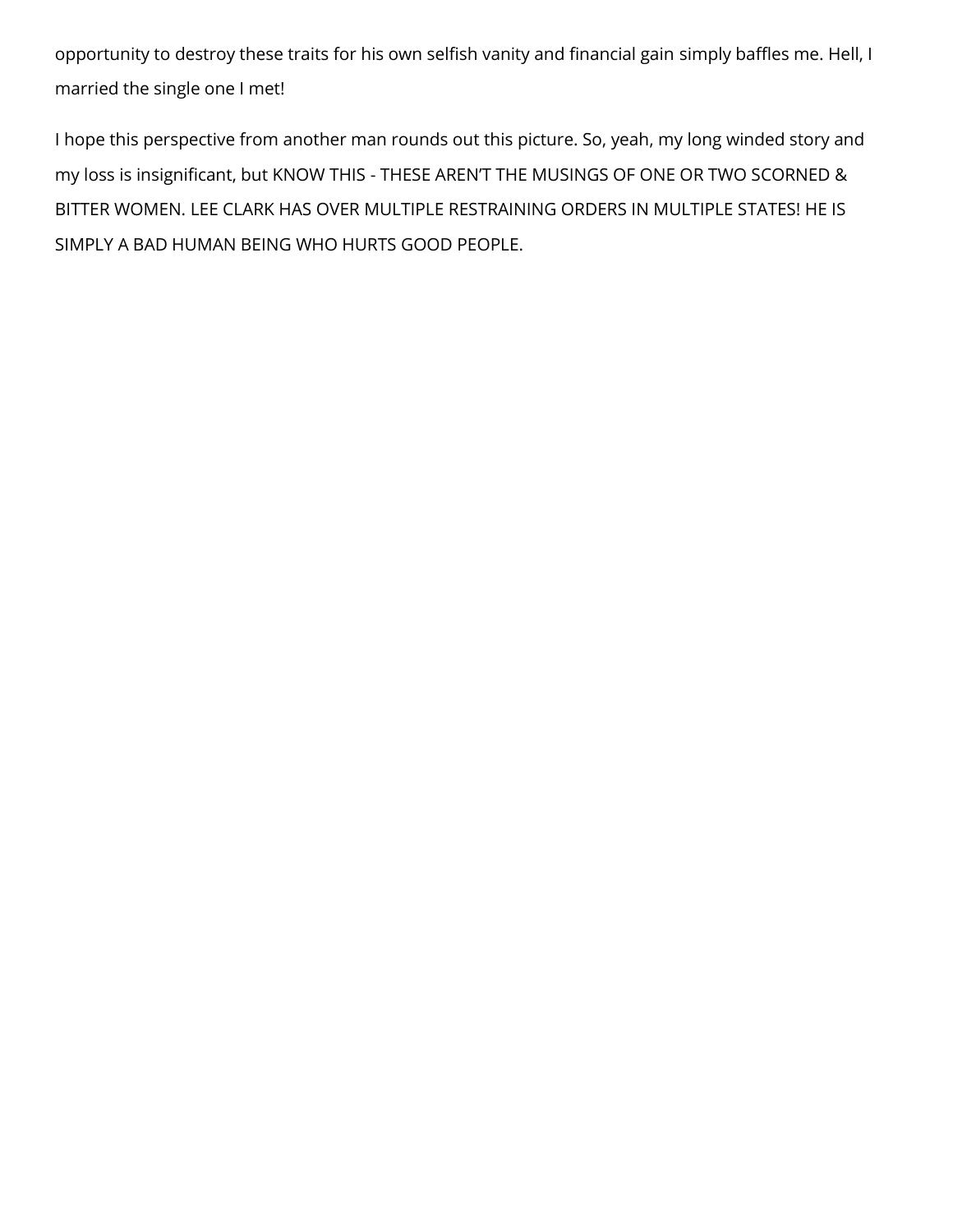opportunity to destroy these traits for his own selfish vanity and financial gain simply baffles me. Hell, I married the single one I met!

I hope this perspective from another man rounds out this picture. So, yeah, my long winded story and my loss is insignificant, but KNOW THIS - THESE AREN'T THE MUSINGS OF ONE OR TWO SCORNED & BITTER WOMEN. LEE CLARK HAS OVER MULTIPLE RESTRAINING ORDERS IN MULTIPLE STATES! HE IS SIMPLY A BAD HUMAN BEING WHO HURTS GOOD PEOPLE.